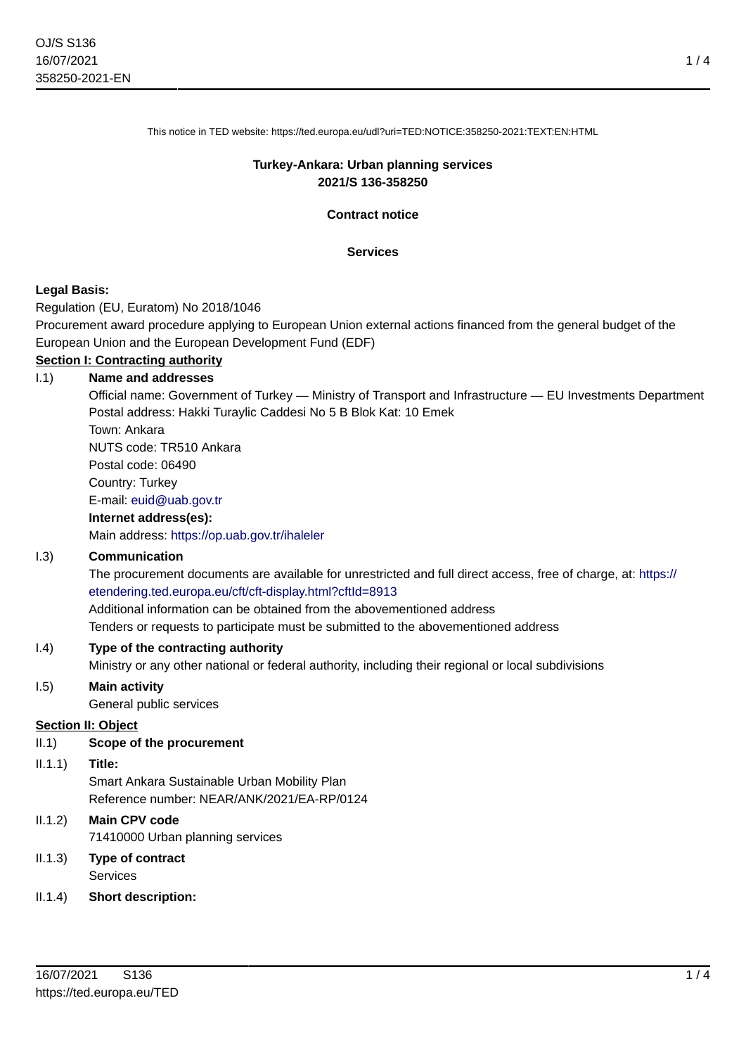This notice in TED website: https://ted.europa.eu/udl?uri=TED:NOTICE:358250-2021:TEXT:EN:HTML

**Turkey-Ankara: Urban planning services**
**2021/S 136-358250**

**Contract notice**

**Services**

**Legal Basis:**

Regulation (EU, Euratom) No 2018/1046

Procurement award procedure applying to European Union external actions financed from the general budget of the European Union and the European Development Fund (EDF)

## Section I: Contracting authority

**I.1) Name and addresses**

Official name: Government of Turkey — Ministry of Transport and Infrastructure — EU Investments Department
Postal address: Hakki Turaylic Caddesi No 5 B Blok Kat: 10 Emek
Town: Ankara
NUTS code: TR510 Ankara
Postal code: 06490
Country: Turkey
E-mail: euid@uab.gov.tr

**Internet address(es):**

Main address: https://op.uab.gov.tr/ihaleler

**I.3) Communication**

The procurement documents are available for unrestricted and full direct access, free of charge, at: https://etendering.ted.europa.eu/cft/cft-display.html?cftId=8913
Additional information can be obtained from the abovementioned address
Tenders or requests to participate must be submitted to the abovementioned address

**I.4) Type of the contracting authority**

Ministry or any other national or federal authority, including their regional or local subdivisions

**I.5) Main activity**

General public services

## Section II: Object

**II.1) Scope of the procurement**

**II.1.1) Title:**

Smart Ankara Sustainable Urban Mobility Plan
Reference number: NEAR/ANK/2021/EA-RP/0124

**II.1.2) Main CPV code**

71410000 Urban planning services

**II.1.3) Type of contract**

Services

**II.1.4) Short description:**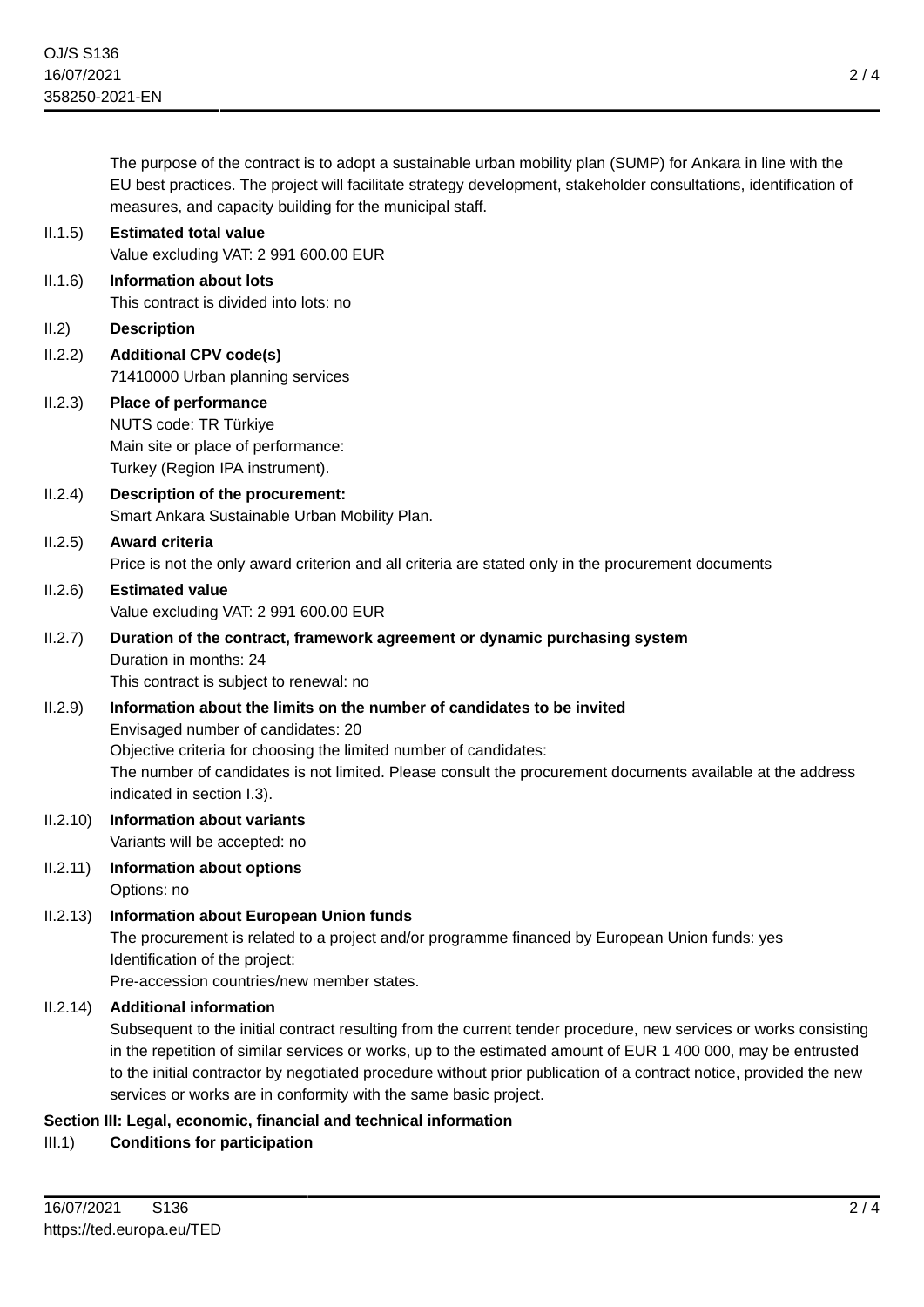The purpose of the contract is to adopt a sustainable urban mobility plan (SUMP) for Ankara in line with the EU best practices. The project will facilitate strategy development, stakeholder consultations, identification of measures, and capacity building for the municipal staff.

II.1.5) **Estimated total value**
Value excluding VAT: 2 991 600.00 EUR

II.1.6) **Information about lots**
This contract is divided into lots: no

II.2) **Description**

II.2.2) **Additional CPV code(s)**
71410000 Urban planning services

II.2.3) **Place of performance**
NUTS code: TR Türkiye
Main site or place of performance:
Turkey (Region IPA instrument).

II.2.4) **Description of the procurement:**
Smart Ankara Sustainable Urban Mobility Plan.

II.2.5) **Award criteria**
Price is not the only award criterion and all criteria are stated only in the procurement documents

II.2.6) **Estimated value**
Value excluding VAT: 2 991 600.00 EUR

II.2.7) **Duration of the contract, framework agreement or dynamic purchasing system**
Duration in months: 24
This contract is subject to renewal: no

II.2.9) **Information about the limits on the number of candidates to be invited**
Envisaged number of candidates: 20
Objective criteria for choosing the limited number of candidates:
The number of candidates is not limited. Please consult the procurement documents available at the address indicated in section I.3).

II.2.10) **Information about variants**
Variants will be accepted: no

II.2.11) **Information about options**
Options: no

II.2.13) **Information about European Union funds**
The procurement is related to a project and/or programme financed by European Union funds: yes
Identification of the project:
Pre-accession countries/new member states.

II.2.14) **Additional information**
Subsequent to the initial contract resulting from the current tender procedure, new services or works consisting in the repetition of similar services or works, up to the estimated amount of EUR 1 400 000, may be entrusted to the initial contractor by negotiated procedure without prior publication of a contract notice, provided the new services or works are in conformity with the same basic project.

## Section III: Legal, economic, financial and technical information

III.1) **Conditions for participation**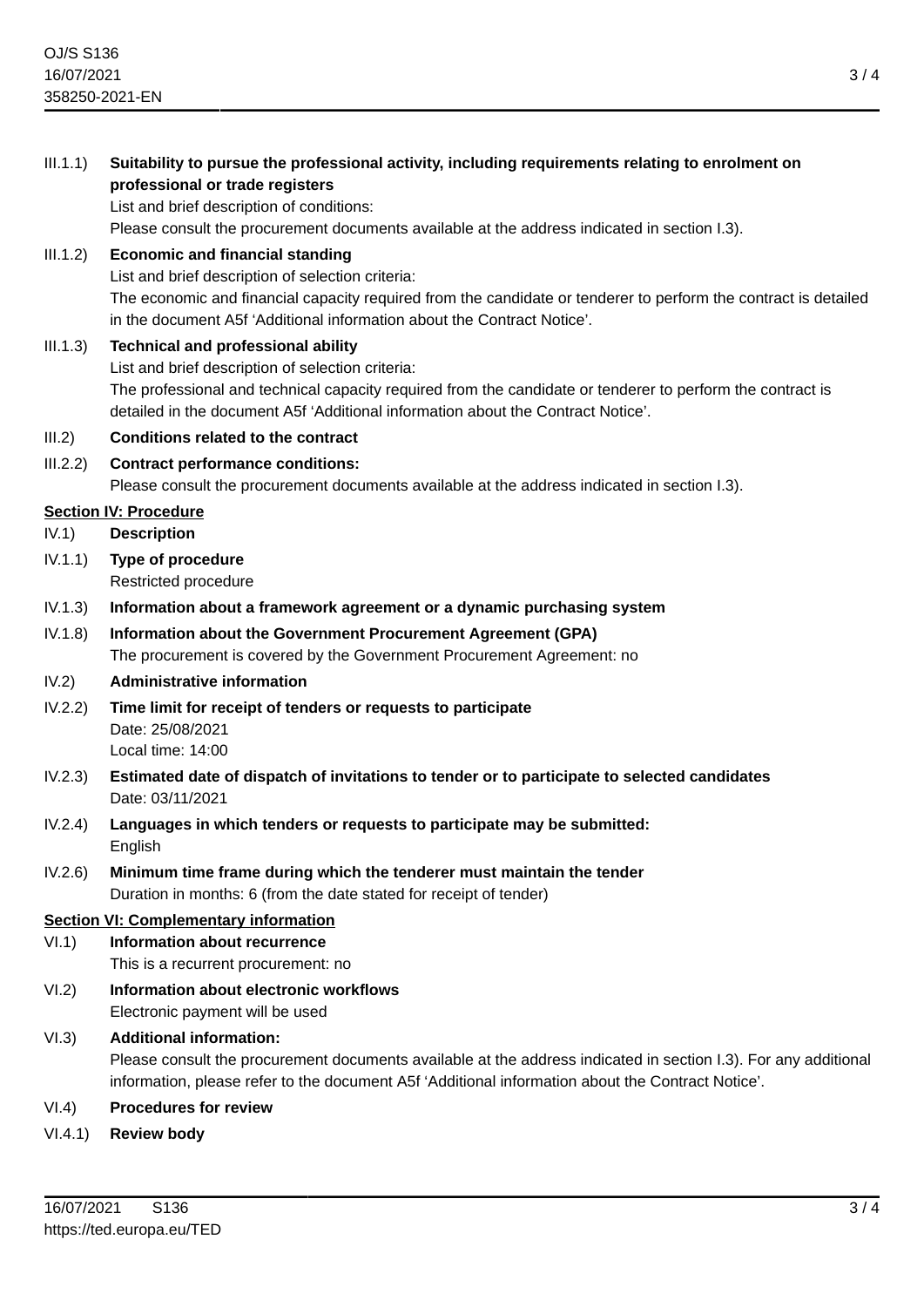III.1.1) **Suitability to pursue the professional activity, including requirements relating to enrolment on professional or trade registers**

List and brief description of conditions:

Please consult the procurement documents available at the address indicated in section I.3).

III.1.2) **Economic and financial standing**

List and brief description of selection criteria:

The economic and financial capacity required from the candidate or tenderer to perform the contract is detailed in the document A5f 'Additional information about the Contract Notice'.

III.1.3) **Technical and professional ability**

List and brief description of selection criteria:

The professional and technical capacity required from the candidate or tenderer to perform the contract is detailed in the document A5f 'Additional information about the Contract Notice'.

III.2) **Conditions related to the contract**

III.2.2) **Contract performance conditions:**

Please consult the procurement documents available at the address indicated in section I.3).

## Section IV: Procedure

IV.1) **Description**

IV.1.1) **Type of procedure**

Restricted procedure

IV.1.3) **Information about a framework agreement or a dynamic purchasing system**

IV.1.8) **Information about the Government Procurement Agreement (GPA)**

The procurement is covered by the Government Procurement Agreement: no

IV.2) **Administrative information**

IV.2.2) **Time limit for receipt of tenders or requests to participate**

Date: 25/08/2021

Local time: 14:00

IV.2.3) **Estimated date of dispatch of invitations to tender or to participate to selected candidates**

Date: 03/11/2021

IV.2.4) **Languages in which tenders or requests to participate may be submitted:**

English

IV.2.6) **Minimum time frame during which the tenderer must maintain the tender**

Duration in months: 6 (from the date stated for receipt of tender)

## Section VI: Complementary information

VI.1) **Information about recurrence**

This is a recurrent procurement: no

VI.2) **Information about electronic workflows**

Electronic payment will be used

VI.3) **Additional information:**

Please consult the procurement documents available at the address indicated in section I.3). For any additional information, please refer to the document A5f 'Additional information about the Contract Notice'.

VI.4) **Procedures for review**

VI.4.1) **Review body**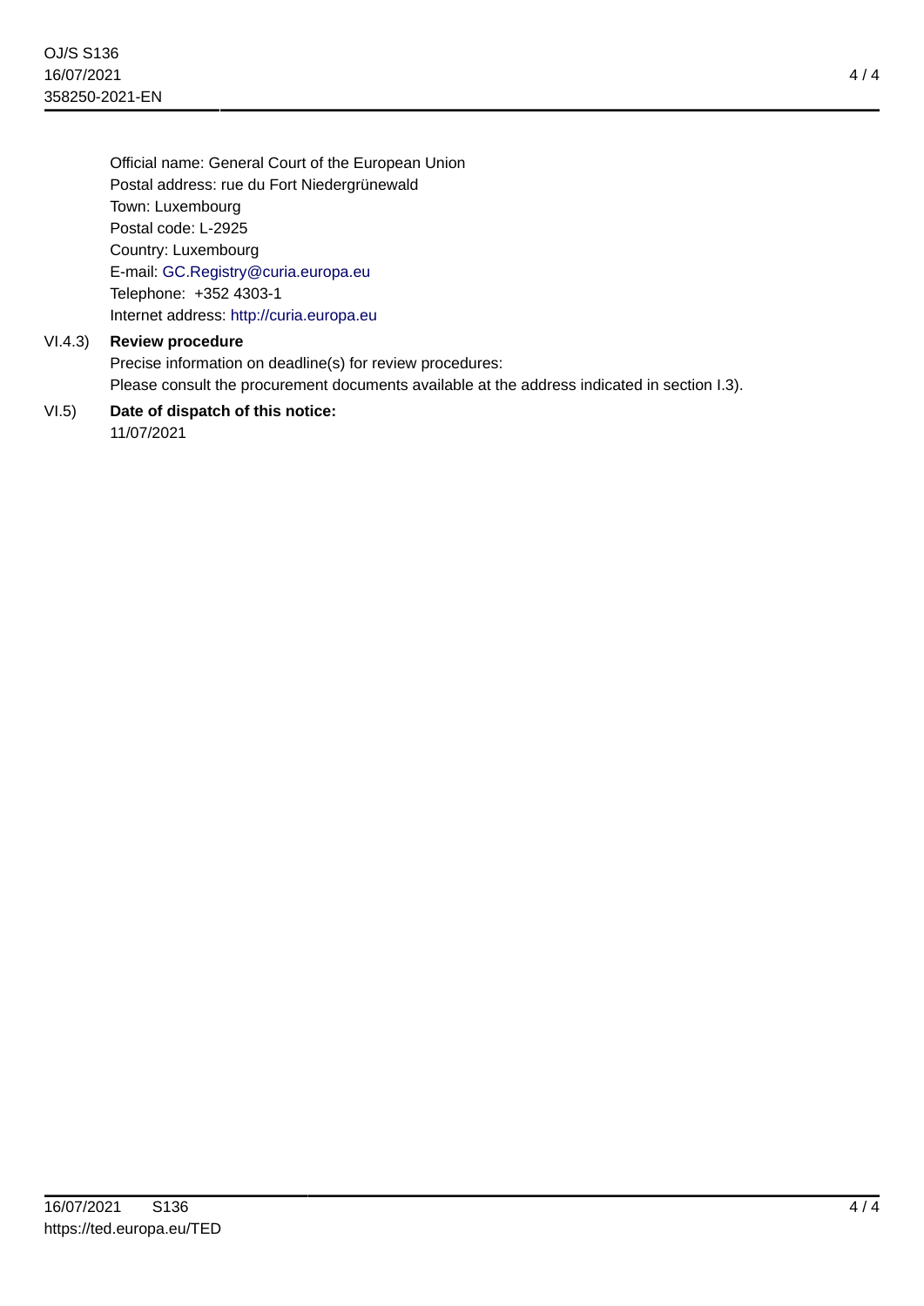Official name: General Court of the European Union
Postal address: rue du Fort Niedergrünewald
Town: Luxembourg
Postal code: L-2925
Country: Luxembourg
E-mail: GC.Registry@curia.europa.eu
Telephone: +352 4303-1
Internet address: http://curia.europa.eu

VI.4.3) **Review procedure**

Precise information on deadline(s) for review procedures:
Please consult the procurement documents available at the address indicated in section I.3).

VI.5) **Date of dispatch of this notice:**

11/07/2021